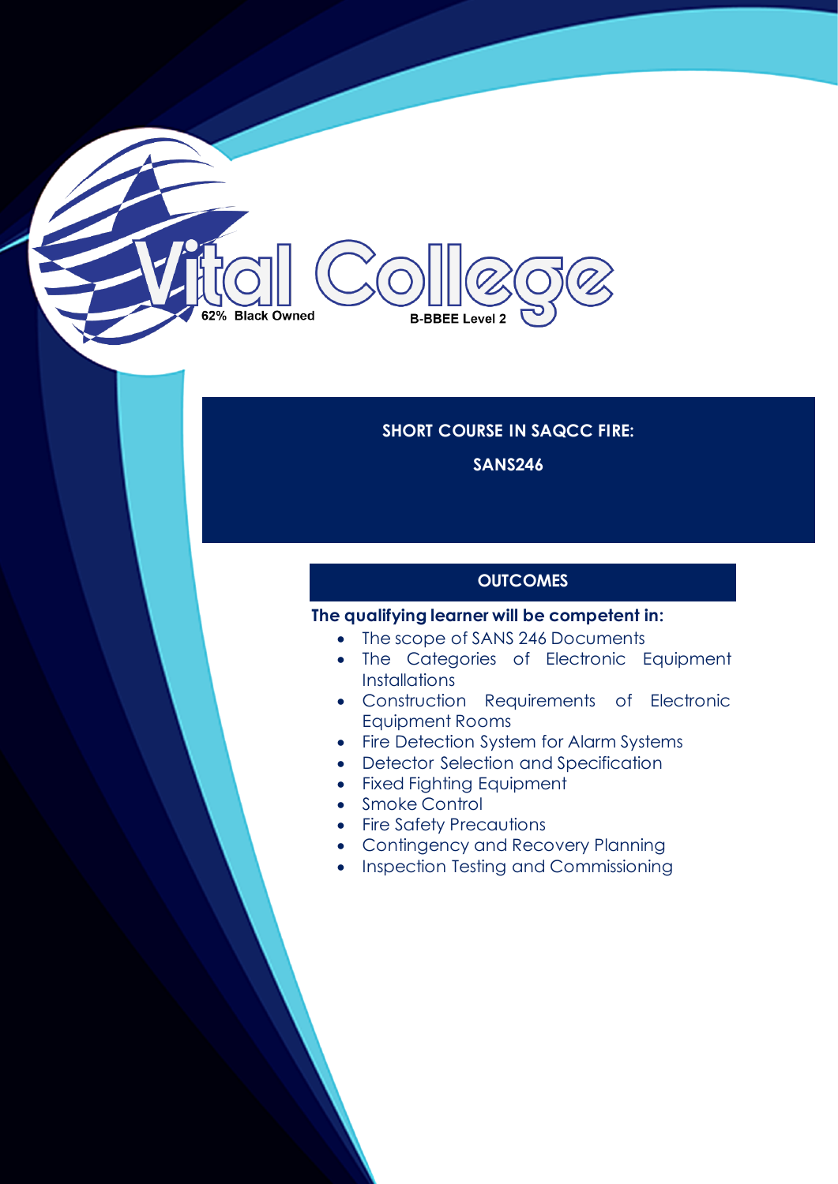Vital College

62% Black Owned

B-BBEE Level 2

# SHORT COURSE IN SAQCC FIRE:

## SANS246

## OUTCOMES

**The qualifying learner will be competent in:**

- The scope of SANS 246 Documents
- The Categories of Electronic Equipment Installations
- Construction Requirements of Electronic Equipment Rooms
- Fire Detection System for Alarm Systems
- Detector Selection and Specification
- Fixed Fighting Equipment
- Smoke Control
- Fire Safety Precautions
- Contingency and Recovery Planning
- Inspection Testing and Commissioning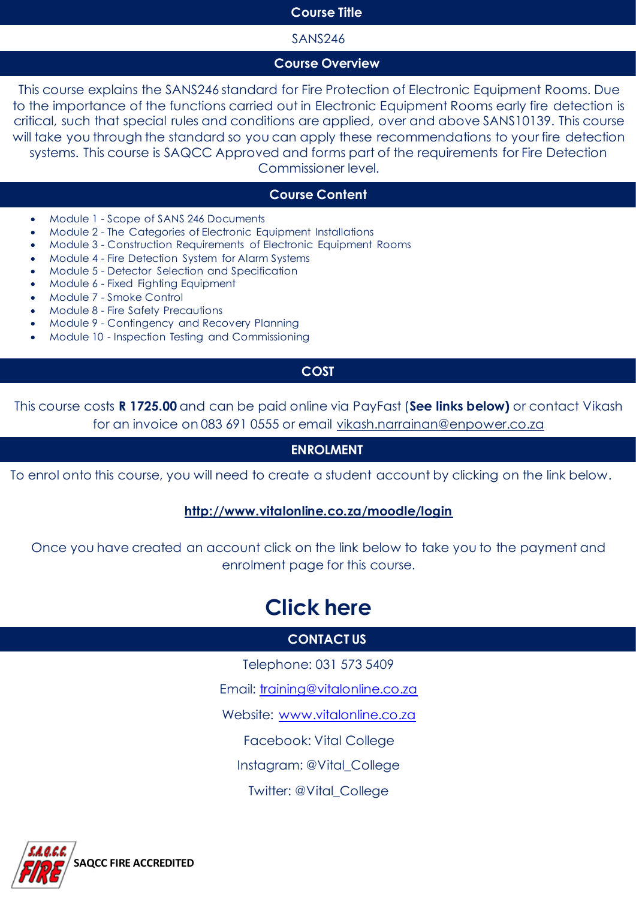## Course Title

SANS246

## Course Overview

This course explains the SANS246 standard for Fire Protection of Electronic Equipment Rooms. Due to the importance of the functions carried out in Electronic Equipment Rooms early fire detection is critical, such that special rules and conditions are applied, over and above SANS10139. This course will take you through the standard so you can apply these recommendations to your fire detection systems. This course is SAQCC Approved and forms part of the requirements for Fire Detection Commissioner level.

## Course Content

- Module 1 - Scope of SANS 246 Documents
- Module 2 - The Categories of Electronic Equipment Installations
- Module 3 - Construction Requirements of Electronic Equipment Rooms
- Module 4 - Fire Detection System for Alarm Systems
- Module 5 - Detector Selection and Specification
- Module 6 - Fixed Fighting Equipment
- Module 7 - Smoke Control
- Module 8 - Fire Safety Precautions
- Module 9 - Contingency and Recovery Planning
- Module 10 - Inspection Testing and Commissioning

## COST

This course costs **R 1725.00** and can be paid online via PayFast (**See links below)** or contact Vikash for an invoice on 083 691 0555 or email vikash.narrainan@enpower.co.za

## ENROLMENT

To enrol onto this course, you will need to create a student account by clicking on the link below.

**http://www.vitalonline.co.za/moodle/login**

Once you have created an account click on the link below to take you to the payment and enrolment page for this course.

# Click here

## CONTACT US

Telephone: 031 573 5409

Email: training@vitalonline.co.za

Website: www.vitalonline.co.za

Facebook: Vital College

Instagram: @Vital_College

Twitter: @Vital_College

**SAQCC FIRE ACCREDITED**